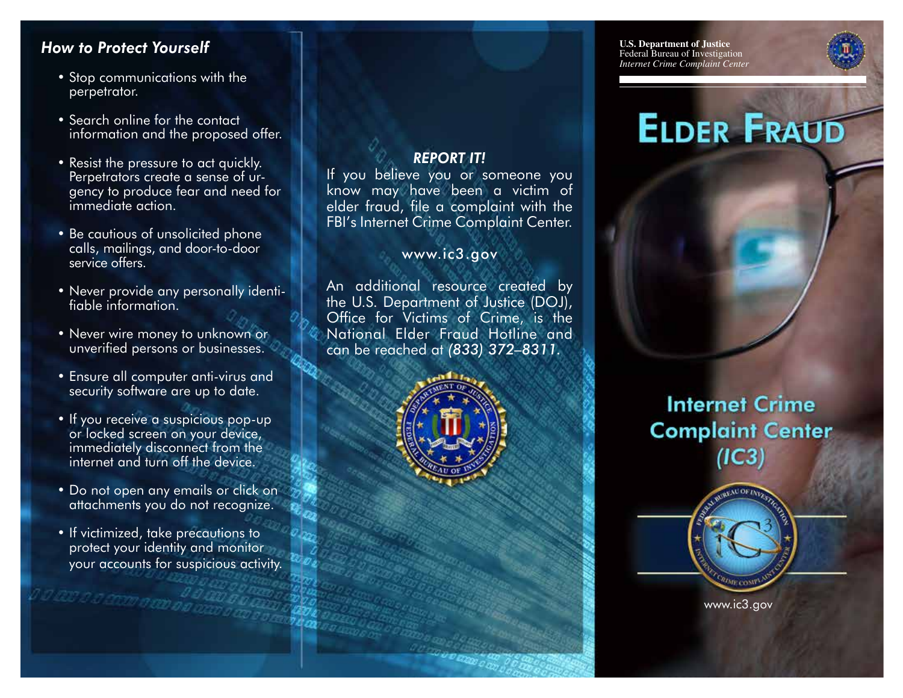## How to Protect Yourself

- Stop communications with the perpetrator.
- Search online for the contact information and the proposed offer.
- Resist the pressure to act quickly. Perpetrators create a sense of urgency to produce fear and need for immediate action.
- Be cautious of unsolicited phone calls, mailings, and door-to-door service offers.
- Never provide any personally identifiable information.
- Never wire money to unknown or unverified persons or businesses.
- Ensure all computer anti-virus and security software are up to date.
- If you receive a suspicious pop-up or locked screen on your device, immediately disconnect from the internet and turn off the device.
- Do not open any emails or click on attachments you do not recognize.
- If victimized, take precautions to protect your identity and monitor your accounts for suspicious activity.

### *REPORT IT!*

If you believe you or someone you know may have been a victim of elder fraud, file a complaint with the FBI's Internet Crime Complaint Center.

www.ic3.gov

An additional resource created by the U.S. Department of Justice (DOJ), Office for Victims of Crime, is the National Elder Fraud Hotline and can be reached at *(833) 372–8311.*

**U.S. Department of Justice**
Federal Bureau of Investigation
*Internet Crime Complaint Center*

# Elder Fraud

## Internet Crime Complaint Center (IC3)

www.ic3.gov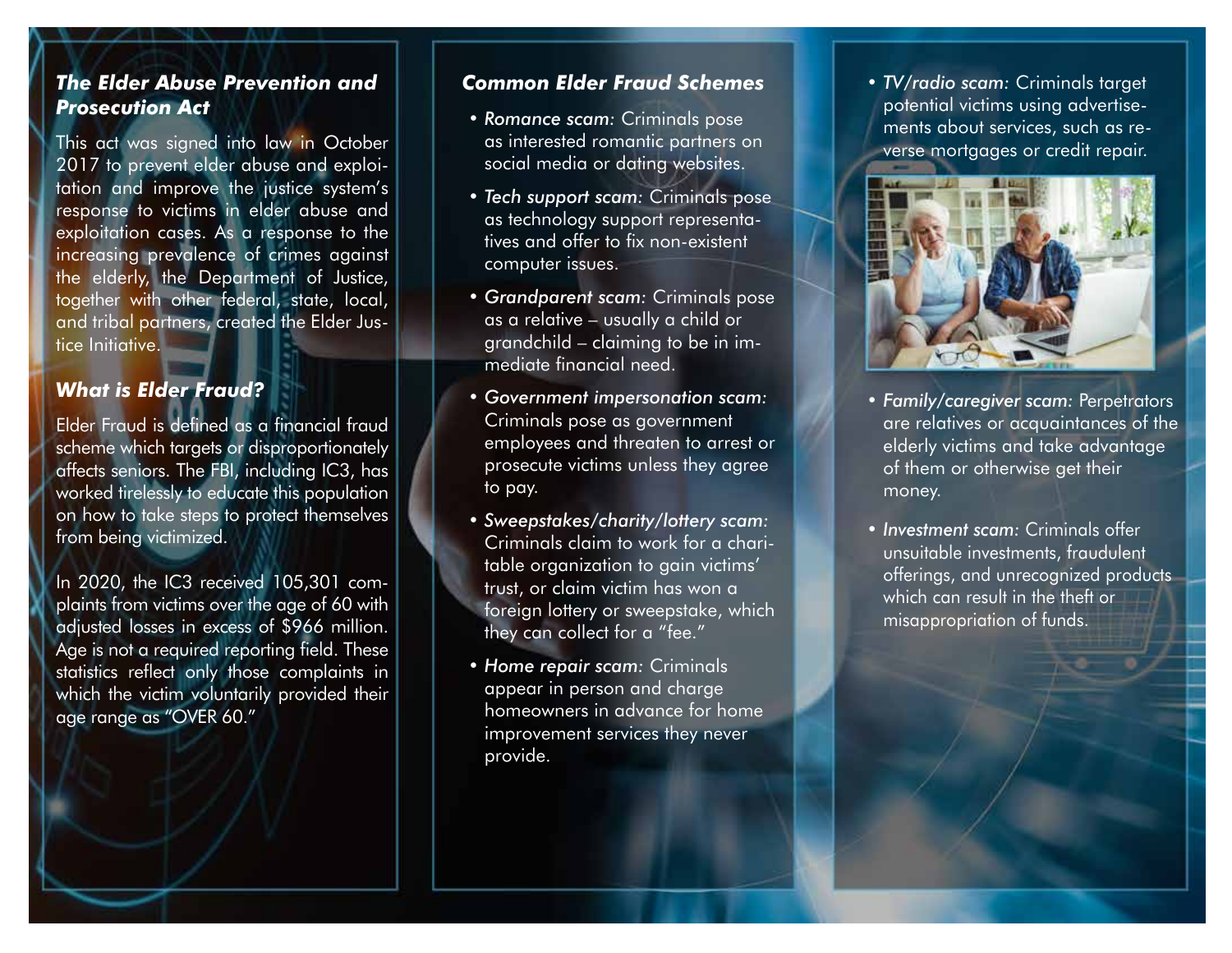### *The Elder Abuse Prevention and Prosecution Act*

This act was signed into law in October 2017 to prevent elder abuse and exploitation and improve the justice system's response to victims in elder abuse and exploitation cases. As a response to the increasing prevalence of crimes against the elderly, the Department of Justice, together with other federal, state, local, and tribal partners, created the Elder Justice Initiative.

### *What is Elder Fraud?*

Elder Fraud is defined as a financial fraud scheme which targets or disproportionately affects seniors. The FBI, including IC3, has worked tirelessly to educate this population on how to take steps to protect themselves from being victimized.

In 2020, the IC3 received 105,301 complaints from victims over the age of 60 with adjusted losses in excess of $966 million. Age is not a required reporting field. These statistics reflect only those complaints in which the victim voluntarily provided their age range as "OVER 60."

### *Common Elder Fraud Schemes*

- *Romance scam:* Criminals pose as interested romantic partners on social media or dating websites.
- *Tech support scam:* Criminals pose as technology support representatives and offer to fix non-existent computer issues.
- *Grandparent scam:* Criminals pose as a relative – usually a child or grandchild – claiming to be in immediate financial need.
- *Government impersonation scam:* Criminals pose as government employees and threaten to arrest or prosecute victims unless they agree to pay.
- *Sweepstakes/charity/lottery scam:* Criminals claim to work for a charitable organization to gain victims' trust, or claim victim has won a foreign lottery or sweepstake, which they can collect for a "fee."
- *Home repair scam:* Criminals appear in person and charge homeowners in advance for home improvement services they never provide.
- *TV/radio scam:* Criminals target potential victims using advertisements about services, such as reverse mortgages or credit repair.
- *Family/caregiver scam:* Perpetrators are relatives or acquaintances of the elderly victims and take advantage of them or otherwise get their money.
- *Investment scam:* Criminals offer unsuitable investments, fraudulent offerings, and unrecognized products which can result in the theft or misappropriation of funds.